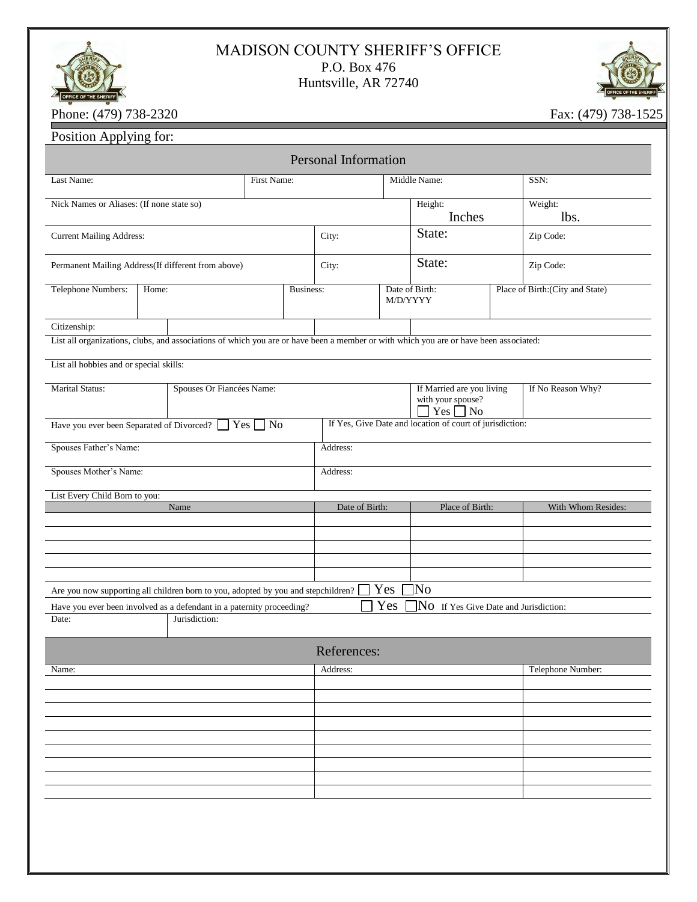# MADISON COUNTY SHERIFF'S OFFICE

P.O. Box 476
Huntsville, AR 72740

Phone: (479) 738-2320 | Fax: (479) 738-1525

Position Applying for:

## Personal Information

| Last Name: | First Name: | Middle Name: | SSN: |
|---|---|---|---|

| Nick Names or Aliases: (If none state so) | Height: Inches | Weight: lbs. |
|---|---|---|

| Current Mailing Address: | City: | State: | Zip Code: |
|---|---|---|---|
| Permanent Mailing Address(If different from above) | City: | State: | Zip Code: |

| Telephone Numbers: | Home: | Business: | Date of Birth: M/D/YYYY | Place of Birth:(City and State) |
|---|---|---|---|---|

| Citizenship: | | | |
|---|---|---|---|

List all organizations, clubs, and associations of which you are or have been a member or with which you are or have been associated:

List all hobbies and or special skills:

| Marital Status: | Spouses Or Fiancées Name: | If Married are you living with your spouse? ☐ Yes ☐ No | If No Reason Why? |
|---|---|---|---|

| Have you ever been Separated of Divorced? ☐ Yes ☐ No | If Yes, Give Date and location of court of jurisdiction: |
|---|---|
| Spouses Father's Name: | Address: |
| Spouses Mother's Name: | Address: |

List Every Child Born to you:

| Name | Date of Birth: | Place of Birth: | With Whom Resides: |
|---|---|---|---|
| | | | |
| | | | |
| | | | |
| | | | |
| | | | |

Are you now supporting all children born to you, adopted by you and stepchildren? ☐ Yes ☐ No

Have you ever been involved as a defendant in a paternity proceeding? ☐ Yes ☐ No If Yes Give Date and Jurisdiction:

| Date: | Jurisdiction: |
|---|---|

## References:

| Name: | Address: | Telephone Number: |
|---|---|---|
| | | |
| | | |
| | | |
| | | |
| | | |
| | | |
| | | |
| | | |
| | | |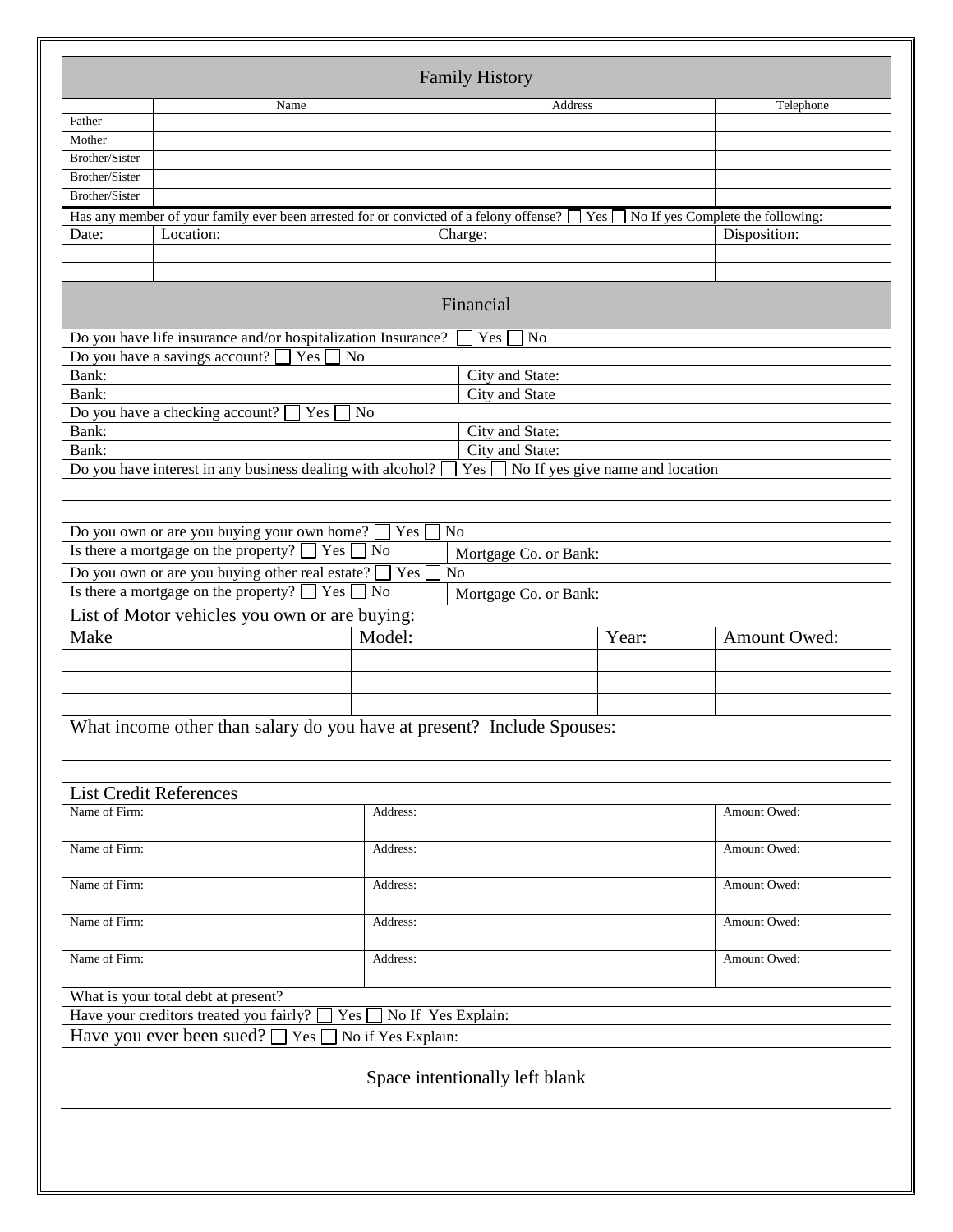## Family History

| | Name | Address | Telephone |
|---|---|---|---|
| Father | | | |
| Mother | | | |
| Brother/Sister | | | |
| Brother/Sister | | | |
| Brother/Sister | | | |

Has any member of your family ever been arrested for or convicted of a felony offense? ☐ Yes ☐ No If yes Complete the following:

| Date: | Location: | Charge: | Disposition: |
|---|---|---|---|
| | | | |
| | | | |

## Financial

Do you have life insurance and/or hospitalization Insurance? ☐ Yes ☐ No

Do you have a savings account? ☐ Yes ☐ No

| Bank: | City and State: |
|---|---|
| Bank: | City and State |

Do you have a checking account? ☐ Yes ☐ No

| Bank: | City and State: |
|---|---|
| Bank: | City and State: |

Do you have interest in any business dealing with alcohol? ☐ Yes ☐ No If yes give name and location

Do you own or are you buying your own home? ☐ Yes ☐ No

Is there a mortgage on the property? ☐ Yes ☐ No Mortgage Co. or Bank:

Do you own or are you buying other real estate? ☐ Yes ☐ No

Is there a mortgage on the property? ☐ Yes ☐ No Mortgage Co. or Bank:

List of Motor vehicles you own or are buying:

| Make | Model: | Year: | Amount Owed: |
|---|---|---|---|
| | | | |
| | | | |
| | | | |

What income other than salary do you have at present? Include Spouses:

List Credit References

| Name of Firm: | Address: | Amount Owed: |
|---|---|---|
| Name of Firm: | Address: | Amount Owed: |
| Name of Firm: | Address: | Amount Owed: |
| Name of Firm: | Address: | Amount Owed: |
| Name of Firm: | Address: | Amount Owed: |

What is your total debt at present?

Have your creditors treated you fairly? ☐ Yes ☐ No If Yes Explain:

Have you ever been sued? ☐ Yes ☐ No if Yes Explain:

Space intentionally left blank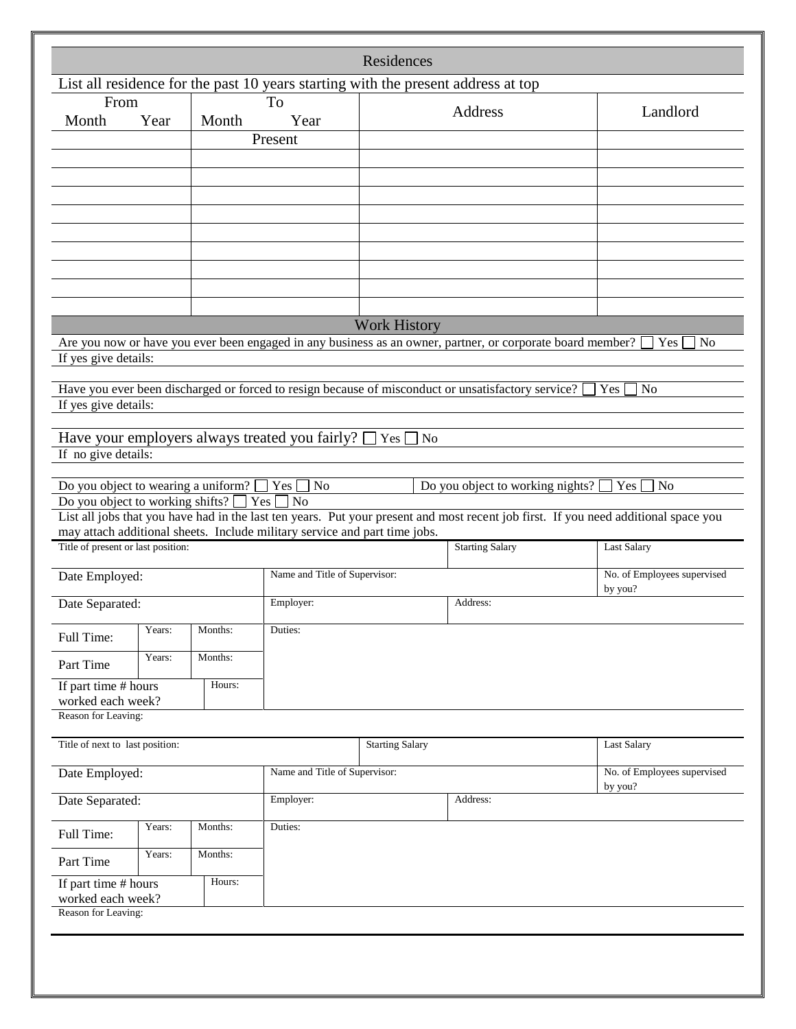## Residences

List all residence for the past 10 years starting with the present address at top

| From | | To | | Address | Landlord |
|---|---|---|---|---|---|
| Month | Year | Month | Year | | |
| | | Present | | | |
| | | | | | |
| | | | | | |
| | | | | | |
| | | | | | |
| | | | | | |
| | | | | | |
| | | | | | |
| | | | | | |
| | | | | | |

## Work History

Are you now or have you ever been engaged in any business as an owner, partner, or corporate board member? ☐ Yes ☐ No

If yes give details:

Have you ever been discharged or forced to resign because of misconduct or unsatisfactory service? ☐ Yes ☐ No

If yes give details:

Have your employers always treated you fairly? ☐ Yes ☐ No

If no give details:

Do you object to wearing a uniform? ☐ Yes ☐ No    Do you object to working nights? ☐ Yes ☐ No

Do you object to working shifts? ☐ Yes ☐ No

List all jobs that you have had in the last ten years. Put your present and most recent job first. If you need additional space you may attach additional sheets. Include military service and part time jobs.

| Title of present or last position: | | | | Starting Salary | Last Salary |
|---|---|---|---|---|---|
| Date Employed: | | | Name and Title of Supervisor: | | No. of Employees supervised by you? |
| Date Separated: | | | Employer: | Address: | |
| Full Time: | Years: | Months: | Duties: | | |
| Part Time | Years: | Months: | | | |
| If part time # hours worked each week? | | Hours: | | | |
| Reason for Leaving: | | | | | |

| Title of next to last position: | | | | Starting Salary | Last Salary |
|---|---|---|---|---|---|
| Date Employed: | | | Name and Title of Supervisor: | | No. of Employees supervised by you? |
| Date Separated: | | | Employer: | Address: | |
| Full Time: | Years: | Months: | Duties: | | |
| Part Time | Years: | Months: | | | |
| If part time # hours worked each week? | | Hours: | | | |
| Reason for Leaving: | | | | | |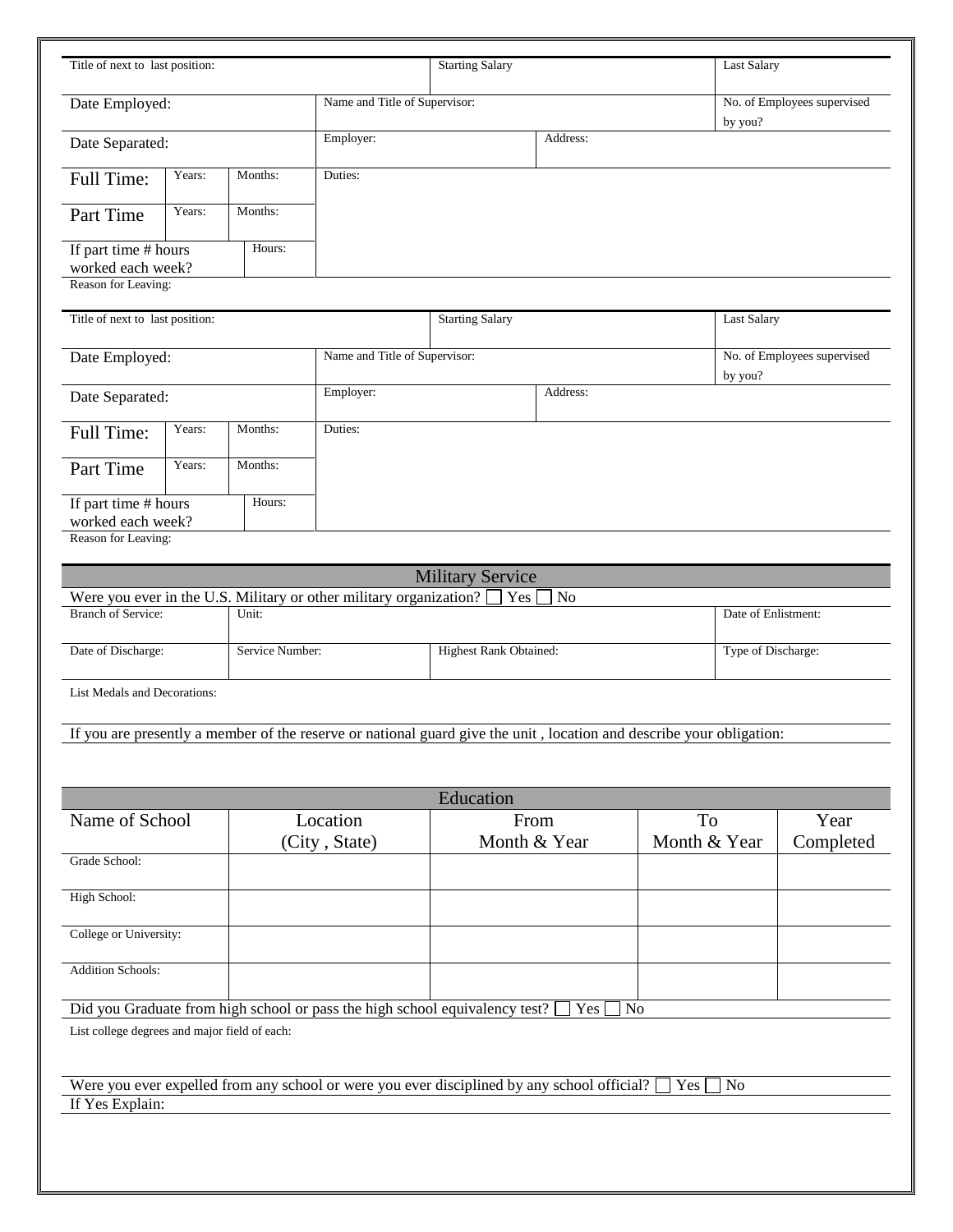| Title of next to last position: | | | | Starting Salary | | Last Salary |
|---|---|---|---|---|---|---|
| Date Employed: | | | Name and Title of Supervisor: | | | No. of Employees supervised by you? |
| Date Separated: | | | Employer: | | Address: | |
| Full Time: | Years: | Months: | Duties: | | | |
| Part Time | Years: | Months: | | | | |
| If part time # hours worked each week? | | Hours: | | | | |
| Reason for Leaving: | | | | | | |

| Title of next to last position: | | | | Starting Salary | | Last Salary |
|---|---|---|---|---|---|---|
| Date Employed: | | | Name and Title of Supervisor: | | | No. of Employees supervised by you? |
| Date Separated: | | | Employer: | | Address: | |
| Full Time: | Years: | Months: | Duties: | | | |
| Part Time | Years: | Months: | | | | |
| If part time # hours worked each week? | | Hours: | | | | |
| Reason for Leaving: | | | | | | |

## Military Service

Were you ever in the U.S. Military or other military organization? ☐ Yes ☐ No

| Branch of Service: | Unit: | | Date of Enlistment: |
|---|---|---|---|
| Date of Discharge: | Service Number: | Highest Rank Obtained: | Type of Discharge: |

List Medals and Decorations:

If you are presently a member of the reserve or national guard give the unit , location and describe your obligation:

## Education

| Name of School | Location (City , State) | From Month & Year | To Month & Year | Year Completed |
|---|---|---|---|---|
| Grade School: | | | | |
| High School: | | | | |
| College or University: | | | | |
| Addition Schools: | | | | |

Did you Graduate from high school or pass the high school equivalency test? ☐ Yes ☐ No

List college degrees and major field of each:

Were you ever expelled from any school or were you ever disciplined by any school official? ☐ Yes ☐ No

If Yes Explain: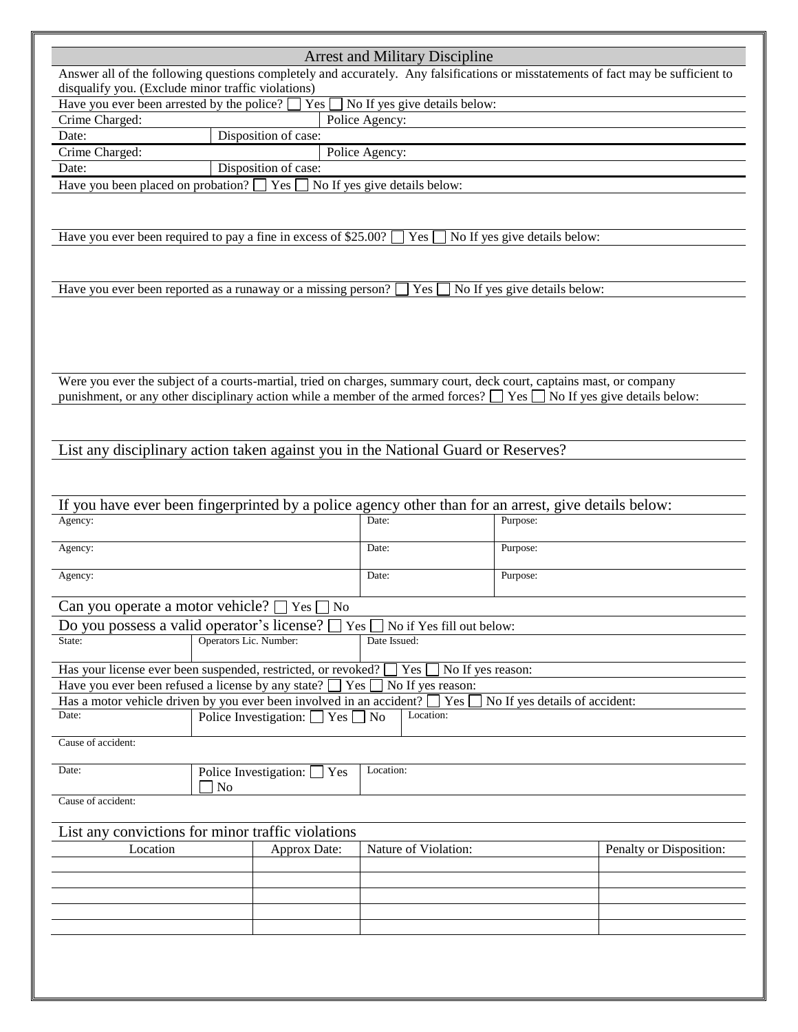## Arrest and Military Discipline

Answer all of the following questions completely and accurately. Any falsifications or misstatements of fact may be sufficient to disqualify you. (Exclude minor traffic violations)

Have you ever been arrested by the police? ☐ Yes ☐ No If yes give details below:

| Crime Charged: | | Police Agency: |
|---|---|---|
| Date: | Disposition of case: | |
| Crime Charged: | | Police Agency: |
| Date: | Disposition of case: | |

Have you been placed on probation? ☐ Yes ☐ No If yes give details below:

Have you ever been required to pay a fine in excess of $25.00? ☐ Yes ☐ No If yes give details below:

Have you ever been reported as a runaway or a missing person? ☐ Yes ☐ No If yes give details below:

Were you ever the subject of a courts-martial, tried on charges, summary court, deck court, captains mast, or company punishment, or any other disciplinary action while a member of the armed forces? ☐ Yes ☐ No If yes give details below:

List any disciplinary action taken against you in the National Guard or Reserves?

If you have ever been fingerprinted by a police agency other than for an arrest, give details below:

| Agency: | Date: | Purpose: |
|---|---|---|
| Agency: | Date: | Purpose: |
| Agency: | Date: | Purpose: |

Can you operate a motor vehicle? ☐ Yes ☐ No

Do you possess a valid operator's license? ☐ Yes ☐ No if Yes fill out below:

| State: | Operators Lic. Number: | Date Issued: |
|---|---|---|

Has your license ever been suspended, restricted, or revoked? ☐ Yes ☐ No If yes reason:

Have you ever been refused a license by any state? ☐ Yes ☐ No If yes reason:

Has a motor vehicle driven by you ever been involved in an accident? ☐ Yes ☐ No If yes details of accident:

| Date: | Police Investigation: ☐ Yes ☐ No | Location: |
|---|---|---|
| Cause of accident: | | |
| Date: | Police Investigation: ☐ Yes ☐ No | Location: |
| Cause of accident: | | |

List any convictions for minor traffic violations

| Location | Approx Date: | Nature of Violation: | Penalty or Disposition: |
|---|---|---|---|
| | | | |
| | | | |
| | | | |
| | | | |
| | | | |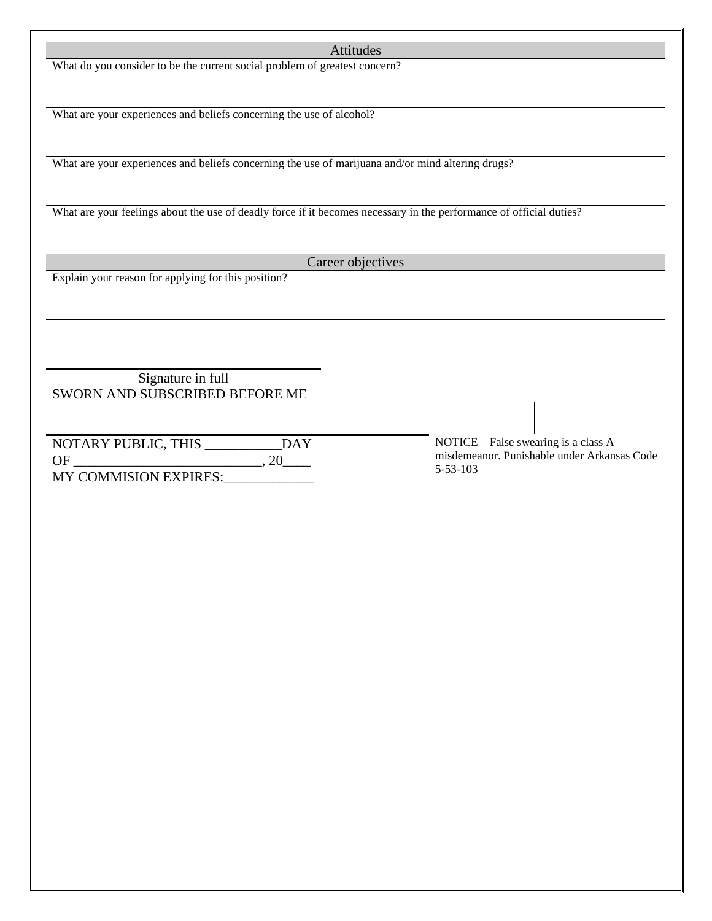## Attitudes

What do you consider to be the current social problem of greatest concern?

What are your experiences and beliefs concerning the use of alcohol?

What are your experiences and beliefs concerning the use of marijuana and/or mind altering drugs?

What are your feelings about the use of deadly force if it becomes necessary in the performance of official duties?

## Career objectives

Explain your reason for applying for this position?

______________________________
Signature in full

SWORN AND SUBSCRIBED BEFORE ME

______________________________

NOTARY PUBLIC, THIS ___________DAY
OF ___________________________, 20____
MY COMMISION EXPIRES:_____________

NOTICE – False swearing is a class A misdemeanor. Punishable under Arkansas Code 5-53-103